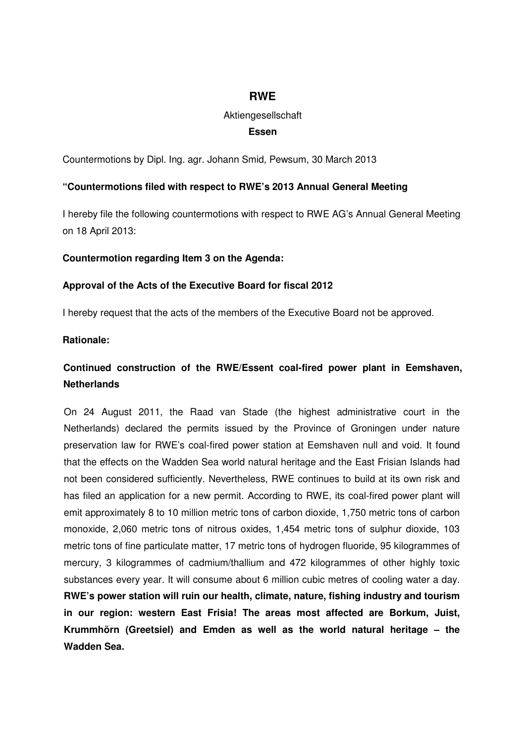# RWE

Aktiengesellschaft

**Essen**

Countermotions by Dipl. Ing. agr. Johann Smid, Pewsum, 30 March 2013

**"Countermotions filed with respect to RWE's 2013 Annual General Meeting**

I hereby file the following countermotions with respect to RWE AG's Annual General Meeting on 18 April 2013:

**Countermotion regarding Item 3 on the Agenda:**

**Approval of the Acts of the Executive Board for fiscal 2012**

I hereby request that the acts of the members of the Executive Board not be approved.

**Rationale:**

**Continued construction of the RWE/Essent coal-fired power plant in Eemshaven, Netherlands**

On 24 August 2011, the Raad van Stade (the highest administrative court in the Netherlands) declared the permits issued by the Province of Groningen under nature preservation law for RWE's coal-fired power station at Eemshaven null and void. It found that the effects on the Wadden Sea world natural heritage and the East Frisian Islands had not been considered sufficiently. Nevertheless, RWE continues to build at its own risk and has filed an application for a new permit. According to RWE, its coal-fired power plant will emit approximately 8 to 10 million metric tons of carbon dioxide, 1,750 metric tons of carbon monoxide, 2,060 metric tons of nitrous oxides, 1,454 metric tons of sulphur dioxide, 103 metric tons of fine particulate matter, 17 metric tons of hydrogen fluoride, 95 kilogrammes of mercury, 3 kilogrammes of cadmium/thallium and 472 kilogrammes of other highly toxic substances every year. It will consume about 6 million cubic metres of cooling water a day. **RWE's power station will ruin our health, climate, nature, fishing industry and tourism in our region: western East Frisia! The areas most affected are Borkum, Juist, Krummhörn (Greetsiel) and Emden as well as the world natural heritage – the Wadden Sea.**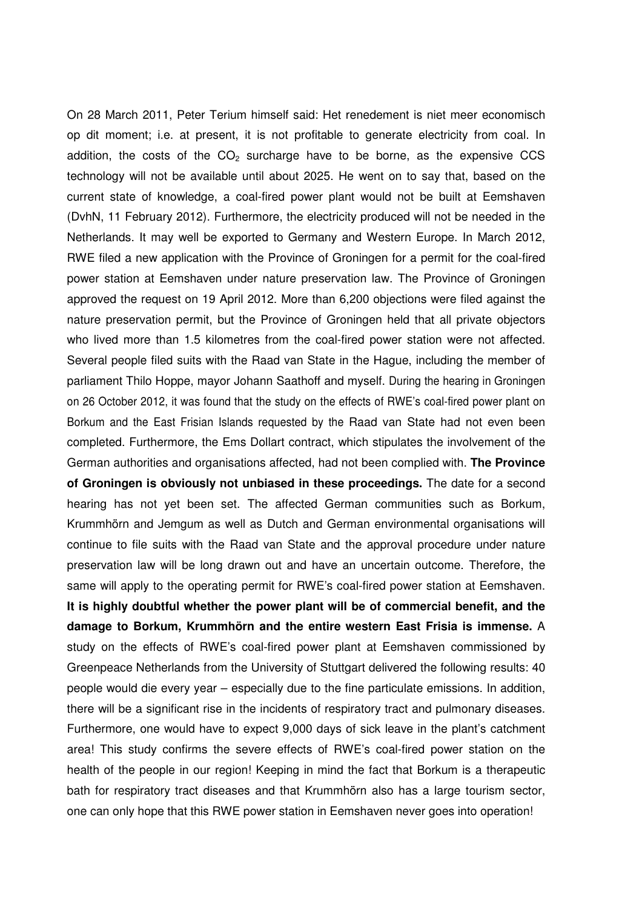On 28 March 2011, Peter Terium himself said: Het renedement is niet meer economisch op dit moment; i.e. at present, it is not profitable to generate electricity from coal. In addition, the costs of the $CO_2$ surcharge have to be borne, as the expensive CCS technology will not be available until about 2025. He went on to say that, based on the current state of knowledge, a coal-fired power plant would not be built at Eemshaven (DvhN, 11 February 2012). Furthermore, the electricity produced will not be needed in the Netherlands. It may well be exported to Germany and Western Europe. In March 2012, RWE filed a new application with the Province of Groningen for a permit for the coal-fired power station at Eemshaven under nature preservation law. The Province of Groningen approved the request on 19 April 2012. More than 6,200 objections were filed against the nature preservation permit, but the Province of Groningen held that all private objectors who lived more than 1.5 kilometres from the coal-fired power station were not affected. Several people filed suits with the Raad van State in the Hague, including the member of parliament Thilo Hoppe, mayor Johann Saathoff and myself. During the hearing in Groningen on 26 October 2012, it was found that the study on the effects of RWE's coal-fired power plant on Borkum and the East Frisian Islands requested by the Raad van State had not even been completed. Furthermore, the Ems Dollart contract, which stipulates the involvement of the German authorities and organisations affected, had not been complied with. **The Province of Groningen is obviously not unbiased in these proceedings.** The date for a second hearing has not yet been set. The affected German communities such as Borkum, Krummhörn and Jemgum as well as Dutch and German environmental organisations will continue to file suits with the Raad van State and the approval procedure under nature preservation law will be long drawn out and have an uncertain outcome. Therefore, the same will apply to the operating permit for RWE's coal-fired power station at Eemshaven. **It is highly doubtful whether the power plant will be of commercial benefit, and the damage to Borkum, Krummhörn and the entire western East Frisia is immense.** A study on the effects of RWE's coal-fired power plant at Eemshaven commissioned by Greenpeace Netherlands from the University of Stuttgart delivered the following results: 40 people would die every year – especially due to the fine particulate emissions. In addition, there will be a significant rise in the incidents of respiratory tract and pulmonary diseases. Furthermore, one would have to expect 9,000 days of sick leave in the plant's catchment area! This study confirms the severe effects of RWE's coal-fired power station on the health of the people in our region! Keeping in mind the fact that Borkum is a therapeutic bath for respiratory tract diseases and that Krummhörn also has a large tourism sector, one can only hope that this RWE power station in Eemshaven never goes into operation!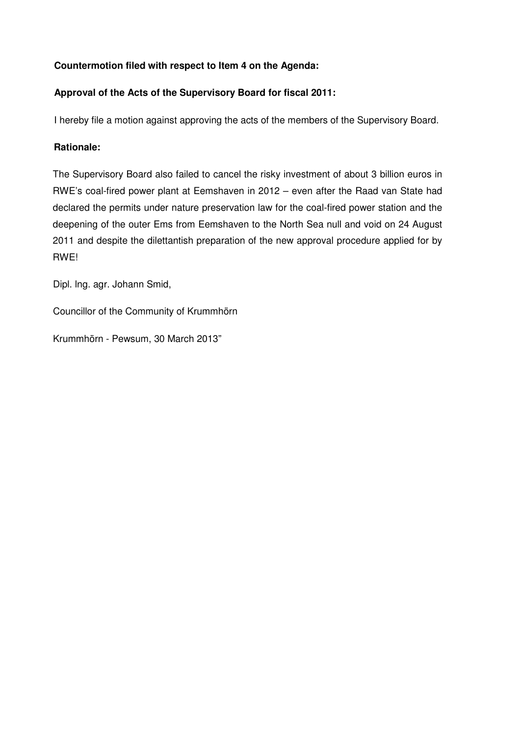**Countermotion filed with respect to Item 4 on the Agenda:**

**Approval of the Acts of the Supervisory Board for fiscal 2011:**

I hereby file a motion against approving the acts of the members of the Supervisory Board.

**Rationale:**

The Supervisory Board also failed to cancel the risky investment of about 3 billion euros in RWE's coal-fired power plant at Eemshaven in 2012 – even after the Raad van State had declared the permits under nature preservation law for the coal-fired power station and the deepening of the outer Ems from Eemshaven to the North Sea null and void on 24 August 2011 and despite the dilettantish preparation of the new approval procedure applied for by RWE!

Dipl. Ing. agr. Johann Smid,

Councillor of the Community of Krummhörn

Krummhörn - Pewsum, 30 March 2013"